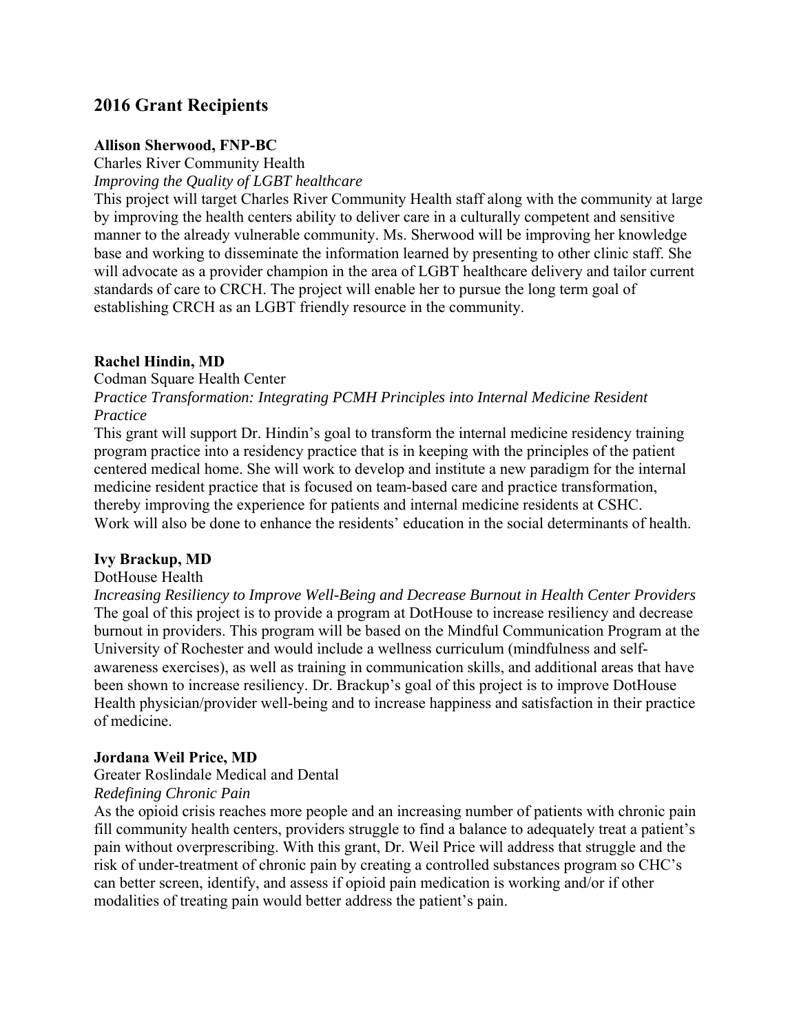## 2016 Grant Recipients

**Allison Sherwood, FNP-BC**
Charles River Community Health
*Improving the Quality of LGBT healthcare*
This project will target Charles River Community Health staff along with the community at large by improving the health centers ability to deliver care in a culturally competent and sensitive manner to the already vulnerable community. Ms. Sherwood will be improving her knowledge base and working to disseminate the information learned by presenting to other clinic staff. She will advocate as a provider champion in the area of LGBT healthcare delivery and tailor current standards of care to CRCH. The project will enable her to pursue the long term goal of establishing CRCH as an LGBT friendly resource in the community.

**Rachel Hindin, MD**
Codman Square Health Center
*Practice Transformation: Integrating PCMH Principles into Internal Medicine Resident Practice*
This grant will support Dr. Hindin's goal to transform the internal medicine residency training program practice into a residency practice that is in keeping with the principles of the patient centered medical home. She will work to develop and institute a new paradigm for the internal medicine resident practice that is focused on team-based care and practice transformation, thereby improving the experience for patients and internal medicine residents at CSHC. Work will also be done to enhance the residents' education in the social determinants of health.

**Ivy Brackup, MD**
DotHouse Health
*Increasing Resiliency to Improve Well-Being and Decrease Burnout in Health Center Providers*
The goal of this project is to provide a program at DotHouse to increase resiliency and decrease burnout in providers. This program will be based on the Mindful Communication Program at the University of Rochester and would include a wellness curriculum (mindfulness and self-awareness exercises), as well as training in communication skills, and additional areas that have been shown to increase resiliency. Dr. Brackup's goal of this project is to improve DotHouse Health physician/provider well-being and to increase happiness and satisfaction in their practice of medicine.

**Jordana Weil Price, MD**
Greater Roslindale Medical and Dental
*Redefining Chronic Pain*
As the opioid crisis reaches more people and an increasing number of patients with chronic pain fill community health centers, providers struggle to find a balance to adequately treat a patient's pain without overprescribing. With this grant, Dr. Weil Price will address that struggle and the risk of under-treatment of chronic pain by creating a controlled substances program so CHC's can better screen, identify, and assess if opioid pain medication is working and/or if other modalities of treating pain would better address the patient's pain.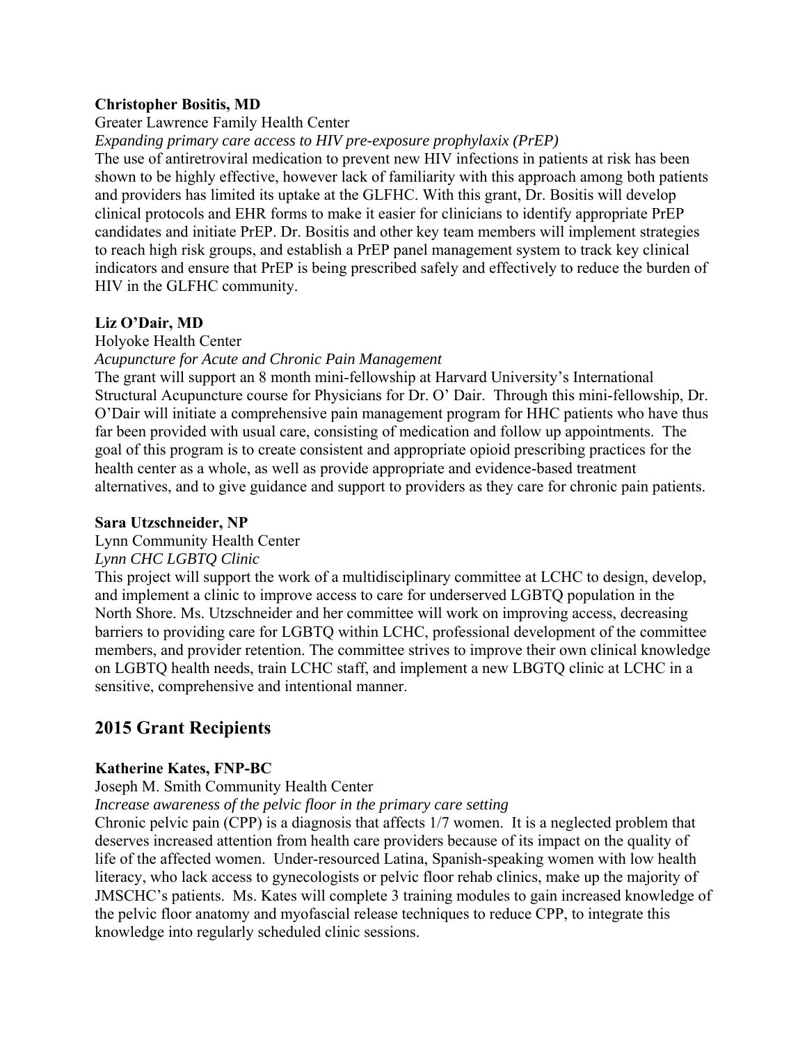**Christopher Bositis, MD**

Greater Lawrence Family Health Center

*Expanding primary care access to HIV pre-exposure prophylaxix (PrEP)*

The use of antiretroviral medication to prevent new HIV infections in patients at risk has been shown to be highly effective, however lack of familiarity with this approach among both patients and providers has limited its uptake at the GLFHC. With this grant, Dr. Bositis will develop clinical protocols and EHR forms to make it easier for clinicians to identify appropriate PrEP candidates and initiate PrEP. Dr. Bositis and other key team members will implement strategies to reach high risk groups, and establish a PrEP panel management system to track key clinical indicators and ensure that PrEP is being prescribed safely and effectively to reduce the burden of HIV in the GLFHC community.

**Liz O'Dair, MD**

Holyoke Health Center

*Acupuncture for Acute and Chronic Pain Management*

The grant will support an 8 month mini-fellowship at Harvard University's International Structural Acupuncture course for Physicians for Dr. O' Dair. Through this mini-fellowship, Dr. O'Dair will initiate a comprehensive pain management program for HHC patients who have thus far been provided with usual care, consisting of medication and follow up appointments. The goal of this program is to create consistent and appropriate opioid prescribing practices for the health center as a whole, as well as provide appropriate and evidence-based treatment alternatives, and to give guidance and support to providers as they care for chronic pain patients.

**Sara Utzschneider, NP**

Lynn Community Health Center

*Lynn CHC LGBTQ Clinic*

This project will support the work of a multidisciplinary committee at LCHC to design, develop, and implement a clinic to improve access to care for underserved LGBTQ population in the North Shore. Ms. Utzschneider and her committee will work on improving access, decreasing barriers to providing care for LGBTQ within LCHC, professional development of the committee members, and provider retention. The committee strives to improve their own clinical knowledge on LGBTQ health needs, train LCHC staff, and implement a new LBGTQ clinic at LCHC in a sensitive, comprehensive and intentional manner.

## 2015 Grant Recipients

**Katherine Kates, FNP-BC**

Joseph M. Smith Community Health Center

*Increase awareness of the pelvic floor in the primary care setting*

Chronic pelvic pain (CPP) is a diagnosis that affects 1/7 women. It is a neglected problem that deserves increased attention from health care providers because of its impact on the quality of life of the affected women. Under-resourced Latina, Spanish-speaking women with low health literacy, who lack access to gynecologists or pelvic floor rehab clinics, make up the majority of JMSCHC's patients. Ms. Kates will complete 3 training modules to gain increased knowledge of the pelvic floor anatomy and myofascial release techniques to reduce CPP, to integrate this knowledge into regularly scheduled clinic sessions.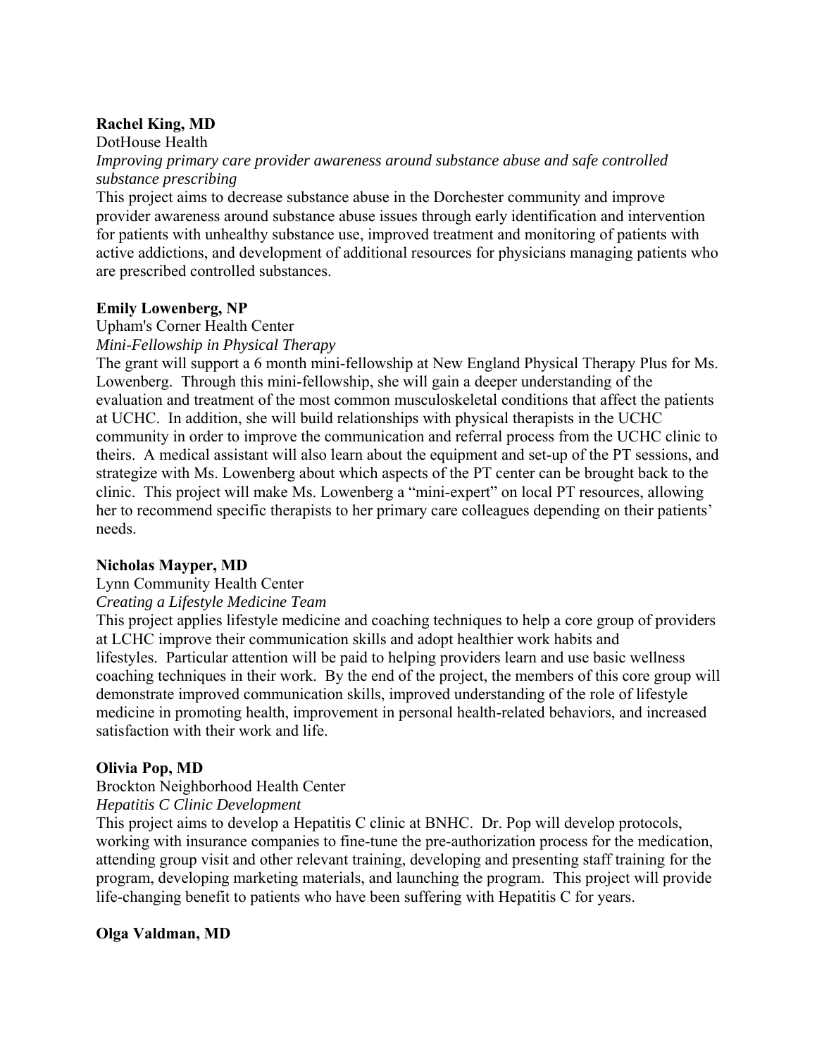**Rachel King, MD**

DotHouse Health

*Improving primary care provider awareness around substance abuse and safe controlled substance prescribing*

This project aims to decrease substance abuse in the Dorchester community and improve provider awareness around substance abuse issues through early identification and intervention for patients with unhealthy substance use, improved treatment and monitoring of patients with active addictions, and development of additional resources for physicians managing patients who are prescribed controlled substances.

**Emily Lowenberg, NP**

Upham's Corner Health Center

*Mini-Fellowship in Physical Therapy*

The grant will support a 6 month mini-fellowship at New England Physical Therapy Plus for Ms. Lowenberg. Through this mini-fellowship, she will gain a deeper understanding of the evaluation and treatment of the most common musculoskeletal conditions that affect the patients at UCHC. In addition, she will build relationships with physical therapists in the UCHC community in order to improve the communication and referral process from the UCHC clinic to theirs. A medical assistant will also learn about the equipment and set-up of the PT sessions, and strategize with Ms. Lowenberg about which aspects of the PT center can be brought back to the clinic. This project will make Ms. Lowenberg a "mini-expert" on local PT resources, allowing her to recommend specific therapists to her primary care colleagues depending on their patients' needs.

**Nicholas Mayper, MD**

Lynn Community Health Center

*Creating a Lifestyle Medicine Team*

This project applies lifestyle medicine and coaching techniques to help a core group of providers at LCHC improve their communication skills and adopt healthier work habits and lifestyles. Particular attention will be paid to helping providers learn and use basic wellness coaching techniques in their work. By the end of the project, the members of this core group will demonstrate improved communication skills, improved understanding of the role of lifestyle medicine in promoting health, improvement in personal health-related behaviors, and increased satisfaction with their work and life.

**Olivia Pop, MD**

Brockton Neighborhood Health Center

*Hepatitis C Clinic Development*

This project aims to develop a Hepatitis C clinic at BNHC. Dr. Pop will develop protocols, working with insurance companies to fine-tune the pre-authorization process for the medication, attending group visit and other relevant training, developing and presenting staff training for the program, developing marketing materials, and launching the program. This project will provide life-changing benefit to patients who have been suffering with Hepatitis C for years.

**Olga Valdman, MD**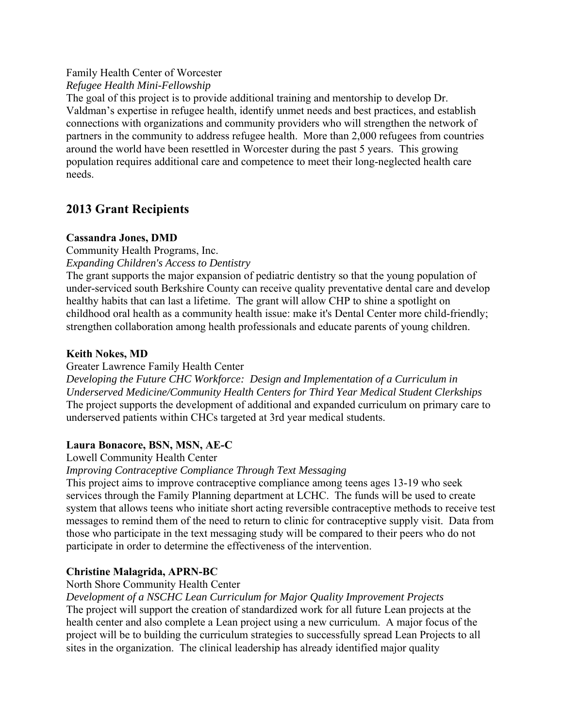Family Health Center of Worcester

*Refugee Health Mini-Fellowship*

The goal of this project is to provide additional training and mentorship to develop Dr. Valdman's expertise in refugee health, identify unmet needs and best practices, and establish connections with organizations and community providers who will strengthen the network of partners in the community to address refugee health. More than 2,000 refugees from countries around the world have been resettled in Worcester during the past 5 years. This growing population requires additional care and competence to meet their long-neglected health care needs.

## 2013 Grant Recipients

**Cassandra Jones, DMD**

Community Health Programs, Inc.

*Expanding Children's Access to Dentistry*

The grant supports the major expansion of pediatric dentistry so that the young population of under-serviced south Berkshire County can receive quality preventative dental care and develop healthy habits that can last a lifetime. The grant will allow CHP to shine a spotlight on childhood oral health as a community health issue: make it's Dental Center more child-friendly; strengthen collaboration among health professionals and educate parents of young children.

**Keith Nokes, MD**

Greater Lawrence Family Health Center

*Developing the Future CHC Workforce: Design and Implementation of a Curriculum in Underserved Medicine/Community Health Centers for Third Year Medical Student Clerkships*

The project supports the development of additional and expanded curriculum on primary care to underserved patients within CHCs targeted at 3rd year medical students.

**Laura Bonacore, BSN, MSN, AE-C**

Lowell Community Health Center

*Improving Contraceptive Compliance Through Text Messaging*

This project aims to improve contraceptive compliance among teens ages 13-19 who seek services through the Family Planning department at LCHC. The funds will be used to create system that allows teens who initiate short acting reversible contraceptive methods to receive test messages to remind them of the need to return to clinic for contraceptive supply visit. Data from those who participate in the text messaging study will be compared to their peers who do not participate in order to determine the effectiveness of the intervention.

**Christine Malagrida, APRN-BC**

North Shore Community Health Center

*Development of a NSCHC Lean Curriculum for Major Quality Improvement Projects*

The project will support the creation of standardized work for all future Lean projects at the health center and also complete a Lean project using a new curriculum. A major focus of the project will be to building the curriculum strategies to successfully spread Lean Projects to all sites in the organization. The clinical leadership has already identified major quality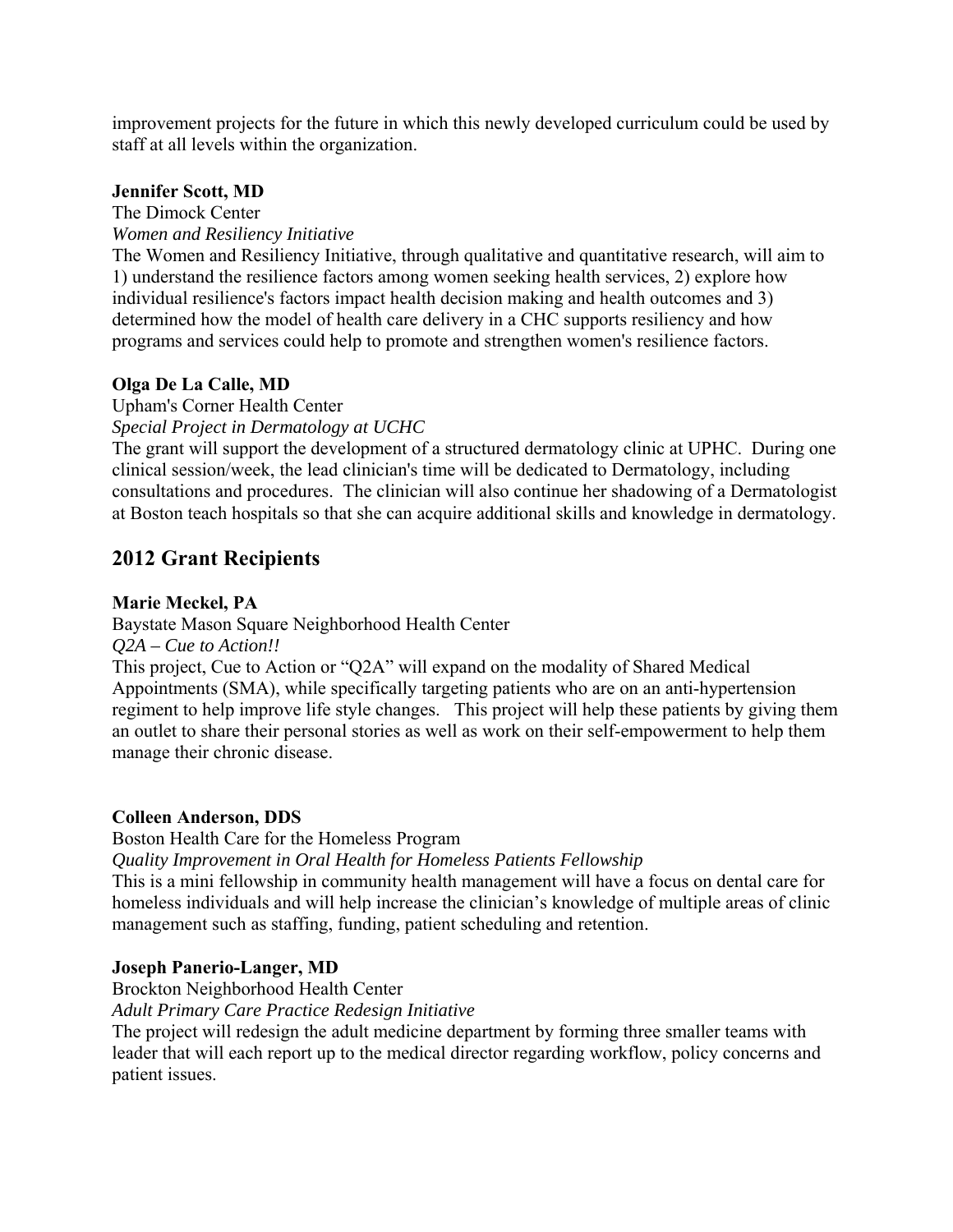improvement projects for the future in which this newly developed curriculum could be used by staff at all levels within the organization.

**Jennifer Scott, MD**
The Dimock Center
*Women and Resiliency Initiative*
The Women and Resiliency Initiative, through qualitative and quantitative research, will aim to 1) understand the resilience factors among women seeking health services, 2) explore how individual resilience's factors impact health decision making and health outcomes and 3) determined how the model of health care delivery in a CHC supports resiliency and how programs and services could help to promote and strengthen women's resilience factors.

**Olga De La Calle, MD**
Upham's Corner Health Center
*Special Project in Dermatology at UCHC*
The grant will support the development of a structured dermatology clinic at UPHC. During one clinical session/week, the lead clinician's time will be dedicated to Dermatology, including consultations and procedures. The clinician will also continue her shadowing of a Dermatologist at Boston teach hospitals so that she can acquire additional skills and knowledge in dermatology.

## 2012 Grant Recipients

**Marie Meckel, PA**
Baystate Mason Square Neighborhood Health Center
*Q2A – Cue to Action!!*
This project, Cue to Action or "Q2A" will expand on the modality of Shared Medical Appointments (SMA), while specifically targeting patients who are on an anti-hypertension regiment to help improve life style changes. This project will help these patients by giving them an outlet to share their personal stories as well as work on their self-empowerment to help them manage their chronic disease.

**Colleen Anderson, DDS**
Boston Health Care for the Homeless Program
*Quality Improvement in Oral Health for Homeless Patients Fellowship*
This is a mini fellowship in community health management will have a focus on dental care for homeless individuals and will help increase the clinician's knowledge of multiple areas of clinic management such as staffing, funding, patient scheduling and retention.

**Joseph Panerio-Langer, MD**
Brockton Neighborhood Health Center
*Adult Primary Care Practice Redesign Initiative*
The project will redesign the adult medicine department by forming three smaller teams with leader that will each report up to the medical director regarding workflow, policy concerns and patient issues.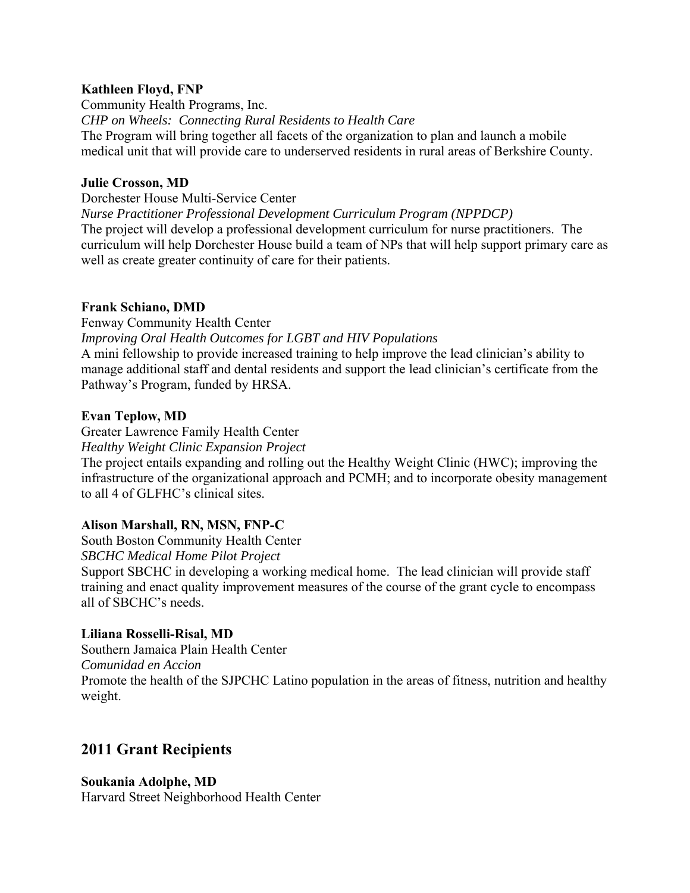**Kathleen Floyd, FNP**
Community Health Programs, Inc.
*CHP on Wheels: Connecting Rural Residents to Health Care*
The Program will bring together all facets of the organization to plan and launch a mobile medical unit that will provide care to underserved residents in rural areas of Berkshire County.

**Julie Crosson, MD**
Dorchester House Multi-Service Center
*Nurse Practitioner Professional Development Curriculum Program (NPPDCP)*
The project will develop a professional development curriculum for nurse practitioners. The curriculum will help Dorchester House build a team of NPs that will help support primary care as well as create greater continuity of care for their patients.

**Frank Schiano, DMD**
Fenway Community Health Center
*Improving Oral Health Outcomes for LGBT and HIV Populations*
A mini fellowship to provide increased training to help improve the lead clinician's ability to manage additional staff and dental residents and support the lead clinician's certificate from the Pathway's Program, funded by HRSA.

**Evan Teplow, MD**
Greater Lawrence Family Health Center
*Healthy Weight Clinic Expansion Project*
The project entails expanding and rolling out the Healthy Weight Clinic (HWC); improving the infrastructure of the organizational approach and PCMH; and to incorporate obesity management to all 4 of GLFHC's clinical sites.

**Alison Marshall, RN, MSN, FNP-C**
South Boston Community Health Center
*SBCHC Medical Home Pilot Project*
Support SBCHC in developing a working medical home. The lead clinician will provide staff training and enact quality improvement measures of the course of the grant cycle to encompass all of SBCHC's needs.

**Liliana Rosselli-Risal, MD**
Southern Jamaica Plain Health Center
*Comunidad en Accion*
Promote the health of the SJPCHC Latino population in the areas of fitness, nutrition and healthy weight.

## 2011 Grant Recipients

**Soukania Adolphe, MD**
Harvard Street Neighborhood Health Center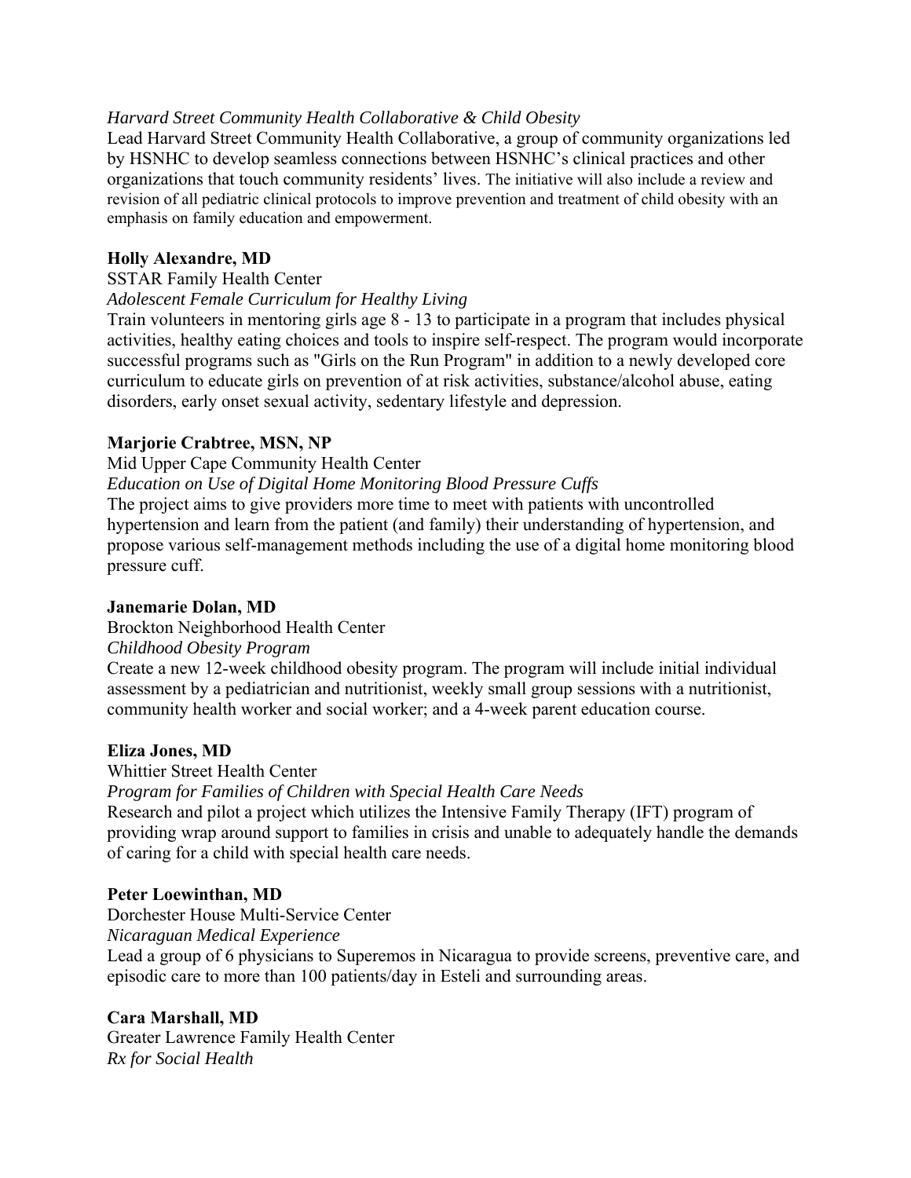*Harvard Street Community Health Collaborative & Child Obesity*

Lead Harvard Street Community Health Collaborative, a group of community organizations led by HSNHC to develop seamless connections between HSNHC's clinical practices and other organizations that touch community residents' lives. The initiative will also include a review and revision of all pediatric clinical protocols to improve prevention and treatment of child obesity with an emphasis on family education and empowerment.

**Holly Alexandre, MD**

SSTAR Family Health Center

*Adolescent Female Curriculum for Healthy Living*

Train volunteers in mentoring girls age 8 - 13 to participate in a program that includes physical activities, healthy eating choices and tools to inspire self-respect. The program would incorporate successful programs such as "Girls on the Run Program" in addition to a newly developed core curriculum to educate girls on prevention of at risk activities, substance/alcohol abuse, eating disorders, early onset sexual activity, sedentary lifestyle and depression.

**Marjorie Crabtree, MSN, NP**

Mid Upper Cape Community Health Center

*Education on Use of Digital Home Monitoring Blood Pressure Cuffs*

The project aims to give providers more time to meet with patients with uncontrolled hypertension and learn from the patient (and family) their understanding of hypertension, and propose various self-management methods including the use of a digital home monitoring blood pressure cuff.

**Janemarie Dolan, MD**

Brockton Neighborhood Health Center

*Childhood Obesity Program*

Create a new 12-week childhood obesity program. The program will include initial individual assessment by a pediatrician and nutritionist, weekly small group sessions with a nutritionist, community health worker and social worker; and a 4-week parent education course.

**Eliza Jones, MD**

Whittier Street Health Center

*Program for Families of Children with Special Health Care Needs*

Research and pilot a project which utilizes the Intensive Family Therapy (IFT) program of providing wrap around support to families in crisis and unable to adequately handle the demands of caring for a child with special health care needs.

**Peter Loewinthan, MD**

Dorchester House Multi-Service Center

*Nicaraguan Medical Experience*

Lead a group of 6 physicians to Superemos in Nicaragua to provide screens, preventive care, and episodic care to more than 100 patients/day in Esteli and surrounding areas.

**Cara Marshall, MD**

Greater Lawrence Family Health Center

*Rx for Social Health*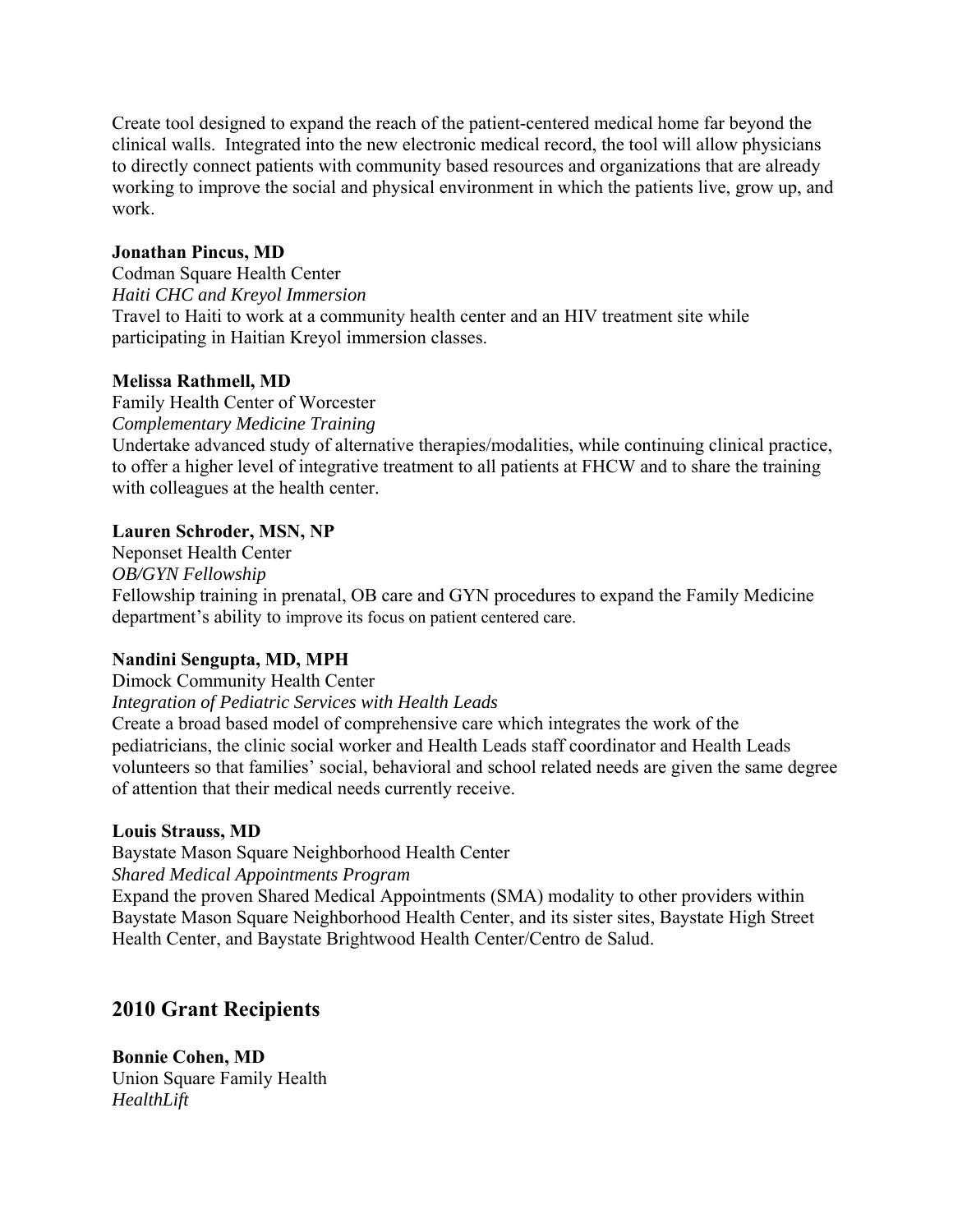Create tool designed to expand the reach of the patient-centered medical home far beyond the clinical walls. Integrated into the new electronic medical record, the tool will allow physicians to directly connect patients with community based resources and organizations that are already working to improve the social and physical environment in which the patients live, grow up, and work.

**Jonathan Pincus, MD**
Codman Square Health Center
*Haiti CHC and Kreyol Immersion*
Travel to Haiti to work at a community health center and an HIV treatment site while participating in Haitian Kreyol immersion classes.

**Melissa Rathmell, MD**
Family Health Center of Worcester
*Complementary Medicine Training*
Undertake advanced study of alternative therapies/modalities, while continuing clinical practice, to offer a higher level of integrative treatment to all patients at FHCW and to share the training with colleagues at the health center.

**Lauren Schroder, MSN, NP**
Neponset Health Center
*OB/GYN Fellowship*
Fellowship training in prenatal, OB care and GYN procedures to expand the Family Medicine department's ability to improve its focus on patient centered care.

**Nandini Sengupta, MD, MPH**
Dimock Community Health Center
*Integration of Pediatric Services with Health Leads*
Create a broad based model of comprehensive care which integrates the work of the pediatricians, the clinic social worker and Health Leads staff coordinator and Health Leads volunteers so that families' social, behavioral and school related needs are given the same degree of attention that their medical needs currently receive.

**Louis Strauss, MD**
Baystate Mason Square Neighborhood Health Center
*Shared Medical Appointments Program*
Expand the proven Shared Medical Appointments (SMA) modality to other providers within Baystate Mason Square Neighborhood Health Center, and its sister sites, Baystate High Street Health Center, and Baystate Brightwood Health Center/Centro de Salud.

## 2010 Grant Recipients

**Bonnie Cohen, MD**
Union Square Family Health
*HealthLift*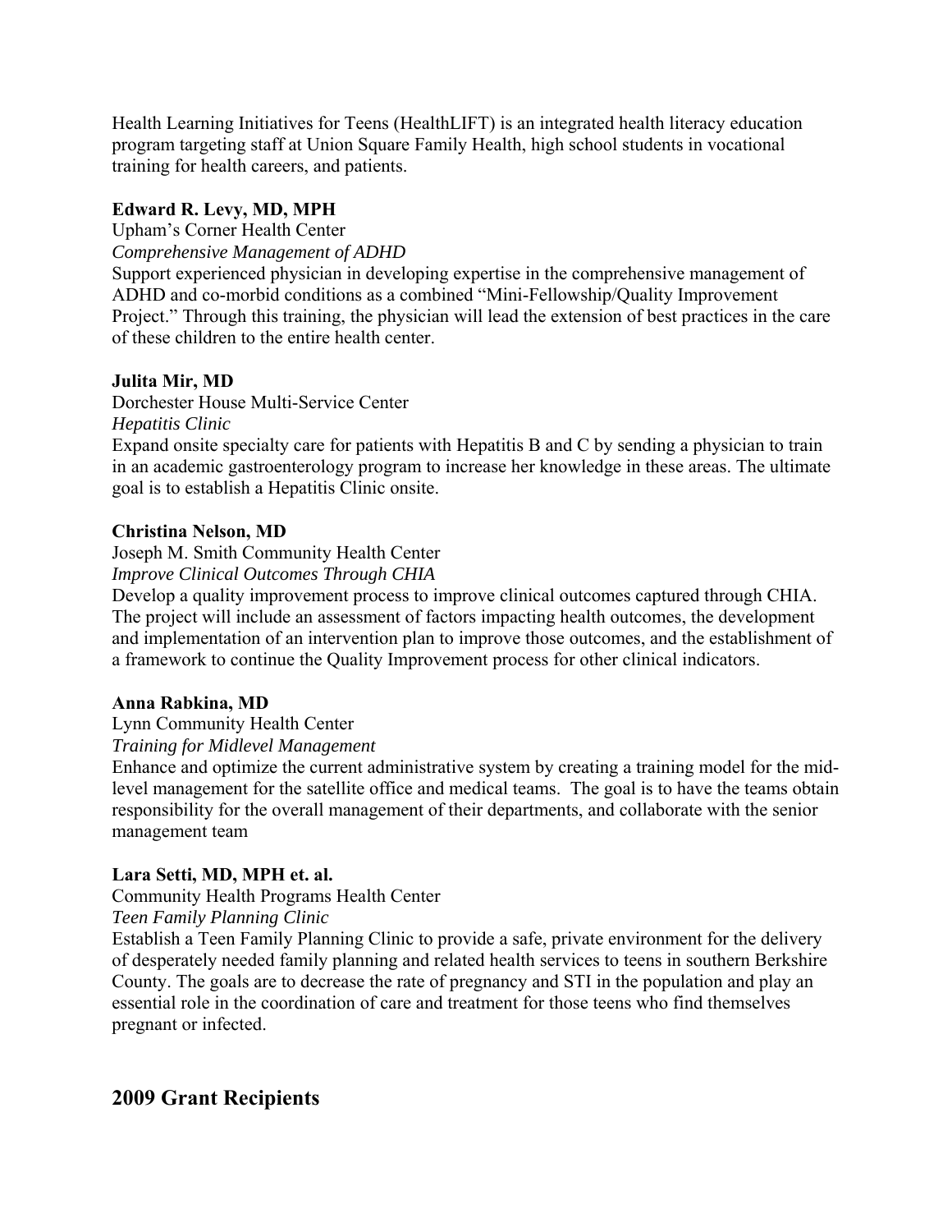Health Learning Initiatives for Teens (HealthLIFT) is an integrated health literacy education program targeting staff at Union Square Family Health, high school students in vocational training for health careers, and patients.

**Edward R. Levy, MD, MPH**

Upham's Corner Health Center

*Comprehensive Management of ADHD*

Support experienced physician in developing expertise in the comprehensive management of ADHD and co-morbid conditions as a combined "Mini-Fellowship/Quality Improvement Project." Through this training, the physician will lead the extension of best practices in the care of these children to the entire health center.

**Julita Mir, MD**

Dorchester House Multi-Service Center

*Hepatitis Clinic*

Expand onsite specialty care for patients with Hepatitis B and C by sending a physician to train in an academic gastroenterology program to increase her knowledge in these areas. The ultimate goal is to establish a Hepatitis Clinic onsite.

**Christina Nelson, MD**

Joseph M. Smith Community Health Center

*Improve Clinical Outcomes Through CHIA*

Develop a quality improvement process to improve clinical outcomes captured through CHIA. The project will include an assessment of factors impacting health outcomes, the development and implementation of an intervention plan to improve those outcomes, and the establishment of a framework to continue the Quality Improvement process for other clinical indicators.

**Anna Rabkina, MD**

Lynn Community Health Center

*Training for Midlevel Management*

Enhance and optimize the current administrative system by creating a training model for the mid-level management for the satellite office and medical teams. The goal is to have the teams obtain responsibility for the overall management of their departments, and collaborate with the senior management team

**Lara Setti, MD, MPH et. al.**

Community Health Programs Health Center

*Teen Family Planning Clinic*

Establish a Teen Family Planning Clinic to provide a safe, private environment for the delivery of desperately needed family planning and related health services to teens in southern Berkshire County. The goals are to decrease the rate of pregnancy and STI in the population and play an essential role in the coordination of care and treatment for those teens who find themselves pregnant or infected.

## 2009 Grant Recipients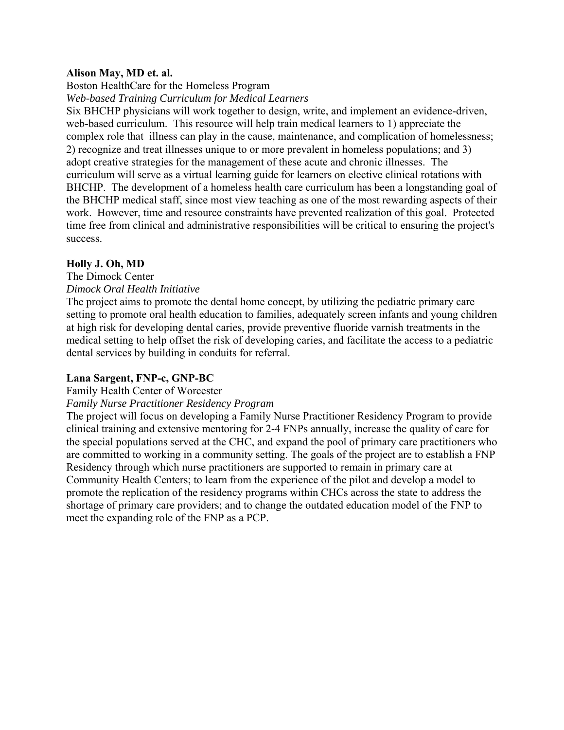**Alison May, MD et. al.**

Boston HealthCare for the Homeless Program

*Web-based Training Curriculum for Medical Learners*

Six BHCHP physicians will work together to design, write, and implement an evidence-driven, web-based curriculum. This resource will help train medical learners to 1) appreciate the complex role that illness can play in the cause, maintenance, and complication of homelessness; 2) recognize and treat illnesses unique to or more prevalent in homeless populations; and 3) adopt creative strategies for the management of these acute and chronic illnesses. The curriculum will serve as a virtual learning guide for learners on elective clinical rotations with BHCHP. The development of a homeless health care curriculum has been a longstanding goal of the BHCHP medical staff, since most view teaching as one of the most rewarding aspects of their work. However, time and resource constraints have prevented realization of this goal. Protected time free from clinical and administrative responsibilities will be critical to ensuring the project's success.

**Holly J. Oh, MD**

The Dimock Center

*Dimock Oral Health Initiative*

The project aims to promote the dental home concept, by utilizing the pediatric primary care setting to promote oral health education to families, adequately screen infants and young children at high risk for developing dental caries, provide preventive fluoride varnish treatments in the medical setting to help offset the risk of developing caries, and facilitate the access to a pediatric dental services by building in conduits for referral.

**Lana Sargent, FNP-c, GNP-BC**

Family Health Center of Worcester

*Family Nurse Practitioner Residency Program*

The project will focus on developing a Family Nurse Practitioner Residency Program to provide clinical training and extensive mentoring for 2-4 FNPs annually, increase the quality of care for the special populations served at the CHC, and expand the pool of primary care practitioners who are committed to working in a community setting. The goals of the project are to establish a FNP Residency through which nurse practitioners are supported to remain in primary care at Community Health Centers; to learn from the experience of the pilot and develop a model to promote the replication of the residency programs within CHCs across the state to address the shortage of primary care providers; and to change the outdated education model of the FNP to meet the expanding role of the FNP as a PCP.